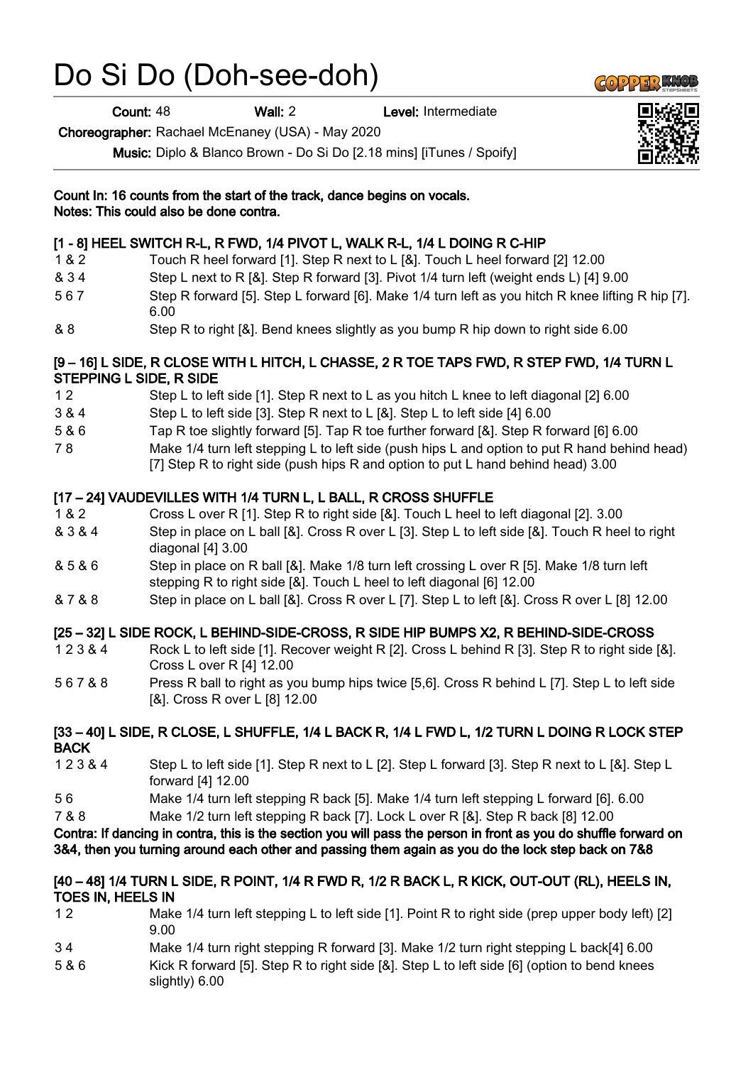# Do Si Do (Doh-see-doh)

**Count:** 48 **Wall:** 2 **Level:** Intermediate

**Choreographer:** Rachael McEnaney (USA) - May 2020

**Music:** Diplo & Blanco Brown - Do Si Do [2.18 mins] [iTunes / Spoify]

**Count In: 16 counts from the start of the track, dance begins on vocals.**
**Notes: This could also be done contra.**

### [1 - 8] HEEL SWITCH R-L, R FWD, 1/4 PIVOT L, WALK R-L, 1/4 L DOING R C-HIP

| | |
|---|---|
| 1 & 2 | Touch R heel forward [1]. Step R next to L [&]. Touch L heel forward [2] 12.00 |
| & 3 4 | Step L next to R [&]. Step R forward [3]. Pivot 1/4 turn left (weight ends L) [4] 9.00 |
| 5 6 7 | Step R forward [5]. Step L forward [6]. Make 1/4 turn left as you hitch R knee lifting R hip [7]. 6.00 |
| & 8 | Step R to right [&]. Bend knees slightly as you bump R hip down to right side 6.00 |

### [9 – 16] L SIDE, R CLOSE WITH L HITCH, L CHASSE, 2 R TOE TAPS FWD, R STEP FWD, 1/4 TURN L STEPPING L SIDE, R SIDE

| | |
|---|---|
| 1 2 | Step L to left side [1]. Step R next to L as you hitch L knee to left diagonal [2] 6.00 |
| 3 & 4 | Step L to left side [3]. Step R next to L [&]. Step L to left side [4] 6.00 |
| 5 & 6 | Tap R toe slightly forward [5]. Tap R toe further forward [&]. Step R forward [6] 6.00 |
| 7 8 | Make 1/4 turn left stepping L to left side (push hips L and option to put R hand behind head) [7] Step R to right side (push hips R and option to put L hand behind head) 3.00 |

### [17 – 24] VAUDEVILLES WITH 1/4 TURN L, L BALL, R CROSS SHUFFLE

| | |
|---|---|
| 1 & 2 | Cross L over R [1]. Step R to right side [&]. Touch L heel to left diagonal [2]. 3.00 |
| & 3 & 4 | Step in place on L ball [&]. Cross R over L [3]. Step L to left side [&]. Touch R heel to right diagonal [4] 3.00 |
| & 5 & 6 | Step in place on R ball [&]. Make 1/8 turn left crossing L over R [5]. Make 1/8 turn left stepping R to right side [&]. Touch L heel to left diagonal [6] 12.00 |
| & 7 & 8 | Step in place on L ball [&]. Cross R over L [7]. Step L to left [&]. Cross R over L [8] 12.00 |

### [25 – 32] L SIDE ROCK, L BEHIND-SIDE-CROSS, R SIDE HIP BUMPS X2, R BEHIND-SIDE-CROSS

| | |
|---|---|
| 1 2 3 & 4 | Rock L to left side [1]. Recover weight R [2]. Cross L behind R [3]. Step R to right side [&]. Cross L over R [4] 12.00 |
| 5 6 7 & 8 | Press R ball to right as you bump hips twice [5,6]. Cross R behind L [7]. Step L to left side [&]. Cross R over L [8] 12.00 |

### [33 – 40] L SIDE, R CLOSE, L SHUFFLE, 1/4 L BACK R, 1/4 L FWD L, 1/2 TURN L DOING R LOCK STEP BACK

| | |
|---|---|
| 1 2 3 & 4 | Step L to left side [1]. Step R next to L [2]. Step L forward [3]. Step R next to L [&]. Step L forward [4] 12.00 |
| 5 6 | Make 1/4 turn left stepping R back [5]. Make 1/4 turn left stepping L forward [6]. 6.00 |
| 7 & 8 | Make 1/2 turn left stepping R back [7]. Lock L over R [&]. Step R back [8] 12.00 |

**Contra: If dancing in contra, this is the section you will pass the person in front as you do shuffle forward on 3&4, then you turning around each other and passing them again as you do the lock step back on 7&8**

### [40 – 48] 1/4 TURN L SIDE, R POINT, 1/4 R FWD R, 1/2 R BACK L, R KICK, OUT-OUT (RL), HEELS IN, TOES IN, HEELS IN

| | |
|---|---|
| 1 2 | Make 1/4 turn left stepping L to left side [1]. Point R to right side (prep upper body left) [2] 9.00 |
| 3 4 | Make 1/4 turn right stepping R forward [3]. Make 1/2 turn right stepping L back[4] 6.00 |
| 5 & 6 | Kick R forward [5]. Step R to right side [&]. Step L to left side [6] (option to bend knees slightly) 6.00 |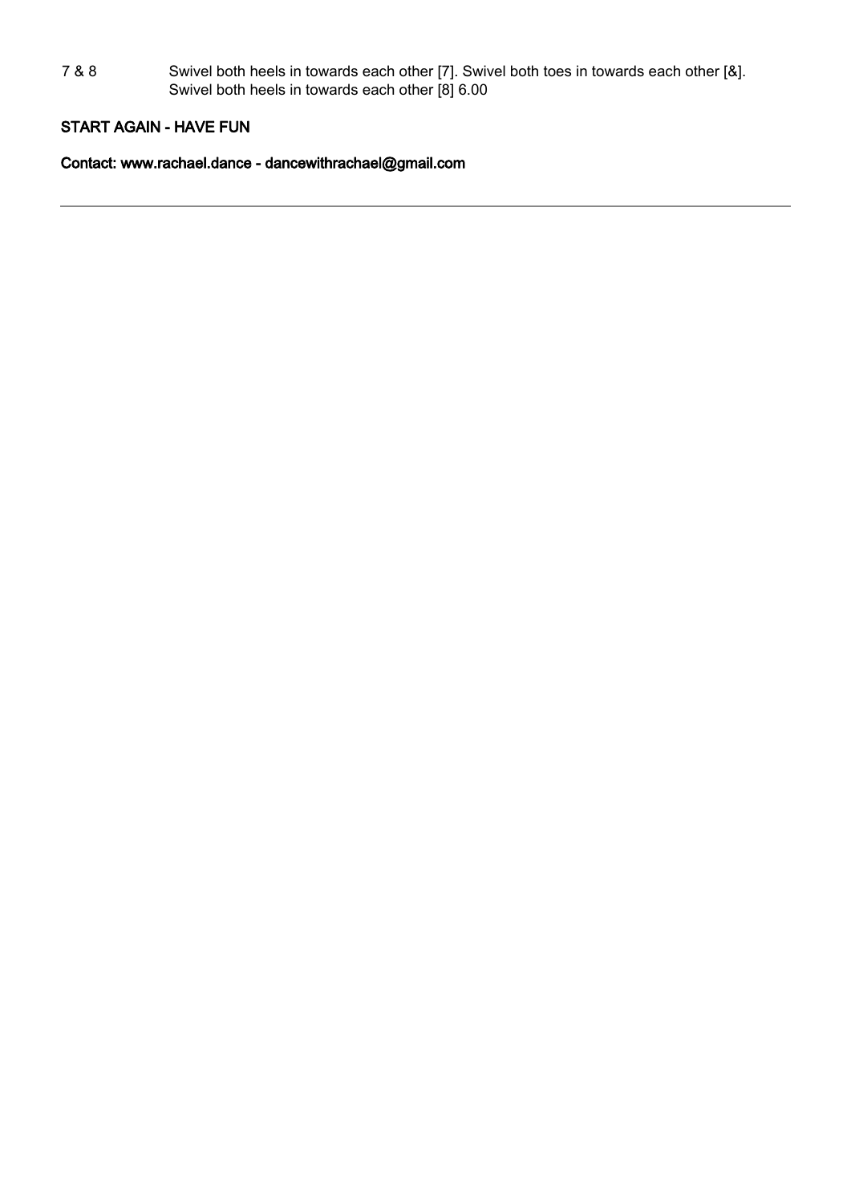7 & 8 Swivel both heels in towards each other [7]. Swivel both toes in towards each other [&]. Swivel both heels in towards each other [8] 6.00

**START AGAIN - HAVE FUN**

**Contact: www.rachael.dance - dancewithrachael@gmail.com**

---